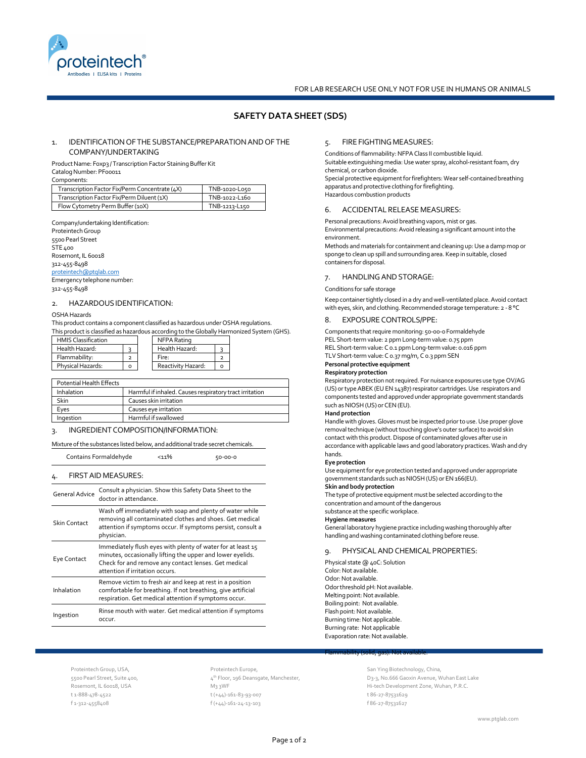FOR LAB RESEARCH USE ONLY NOT FOR USE IN HUMANS OR ANIMALS

# SAFETY DATA SHEET (SDS)

## 1. IDENTIFICATION OF THE SUBSTANCE/PREPARATION AND OF THE COMPANY/UNDERTAKING

Product Name: Foxp3 / Transcription Factor Staining Buffer Kit
Catalog Number: PF00011
Components:

| Component | Catalog |
|---|---|
| Transcription Factor Fix/Perm Concentrate (4X) | TNB-1020-L050 |
| Transcription Factor Fix/Perm Diluent (1X) | TNB-1022-L160 |
| Flow Cytometry Perm Buffer (10X) | TNB-1213-L150 |

Company/undertaking Identification:
Proteintech Group
5500 Pearl Street
STE 400
Rosemont, IL 60018
312-455-8498
proteintech@ptglab.com
Emergency telephone number:
312-455-8498

## 2. HAZARDOUS IDENTIFICATION:

OSHA Hazards
This product contains a component classified as hazardous under OSHA regulations.
This product is classified as hazardous according to the Globally Harmonized System (GHS).

| HMIS Classification | |
|---|---|
| Health Hazard: | 3 |
| Flammability: | 2 |
| Physical Hazards: | 0 |

| NFPA Rating | |
|---|---|
| Health Hazard: | 3 |
| Fire: | 2 |
| Reactivity Hazard: | 0 |

| Potential Health Effects | |
|---|---|
| Inhalation | Harmful if inhaled. Causes respiratory tract irritation |
| Skin | Causes skin irritation |
| Eyes | Causes eye irritation |
| Ingestion | Harmful if swallowed |

## 3. INGREDIENT COMPOSITION/INFORMATION:

Mixture of the substances listed below, and additional trade secret chemicals.

| Contains Formaldehyde | <11% | 50-00-0 |
|---|---|---|

## 4. FIRST AID MEASURES:

| | |
|---|---|
| General Advice | Consult a physician. Show this Safety Data Sheet to the doctor in attendance. |
| Skin Contact | Wash off immediately with soap and plenty of water while removing all contaminated clothes and shoes. Get medical attention if symptoms occur. If symptoms persist, consult a physician. |
| Eye Contact | Immediately flush eyes with plenty of water for at least 15 minutes, occasionally lifting the upper and lower eyelids. Check for and remove any contact lenses. Get medical attention if irritation occurs. |
| Inhalation | Remove victim to fresh air and keep at rest in a position comfortable for breathing. If not breathing, give artificial respiration. Get medical attention if symptoms occur. |
| Ingestion | Rinse mouth with water. Get medical attention if symptoms occur. |

## 5. FIRE FIGHTING MEASURES:

Conditions of flammability: NFPA Class II combustible liquid.
Suitable extinguishing media: Use water spray, alcohol-resistant foam, dry chemical, or carbon dioxide.
Special protective equipment for firefighters: Wear self-contained breathing apparatus and protective clothing for firefighting.
Hazardous combustion products

## 6. ACCIDENTAL RELEASE MEASURES:

Personal precautions: Avoid breathing vapors, mist or gas.
Environmental precautions: Avoid releasing a significant amount into the environment.
Methods and materials for containment and cleaning up: Use a damp mop or sponge to clean up spill and surrounding area. Keep in suitable, closed containers for disposal.

## 7. HANDLING AND STORAGE:

Conditions for safe storage

Keep container tightly closed in a dry and well-ventilated place. Avoid contact with eyes, skin, and clothing. Recommended storage temperature: 2 - 8 °C

## 8. EXPOSURE CONTROLS/PPE:

Components that require monitoring: 50-00-0 Formaldehyde
PEL Short-term value: 2 ppm Long-term value: 0.75 ppm
REL Short-term value: C 0.1 ppm Long-term value: 0.016 ppm
TLV Short-term value: C 0.37 mg/m, C 0.3 ppm SEN

**Personal protective equipment**

**Respiratory protection**

Respiratory protection not required. For nuisance exposures use type OV/AG (US) or type ABEK (EU EN 14387) respirator cartridges. Use respirators and components tested and approved under appropriate government standards such as NIOSH (US) or CEN (EU).

**Hand protection**

Handle with gloves. Gloves must be inspected prior to use. Use proper glove removal technique (without touching glove's outer surface) to avoid skin contact with this product. Dispose of contaminated gloves after use in accordance with applicable laws and good laboratory practices. Wash and dry hands.

**Eye protection**

Use equipment for eye protection tested and approved under appropriate government standards such as NIOSH (US) or EN 166(EU).

**Skin and body protection**

The type of protective equipment must be selected according to the concentration and amount of the dangerous substance at the specific workplace.

**Hygiene measures**

General laboratory hygiene practice including washing thoroughly after handling and washing contaminated clothing before reuse.

## 9. PHYSICAL AND CHEMICAL PROPERTIES:

Physical state @ 40C: Solution
Color: Not available.
Odor: Not available.
Odor threshold pH: Not available.
Melting point: Not available.
Boiling point: Not available.
Flash point: Not available.
Burning time: Not applicable.
Burning rate: Not applicable
Evaporation rate: Not available.
Flammability (solid, gas): Not available.

Proteintech Group, USA,
5500 Pearl Street, Suite 400,
Rosemont, IL 60018, USA
t 1-888-478-4522
f 1-312-4558408

Proteintech Europe,
4th Floor, 196 Deansgate, Manchester,
M3 3WF
t (+44)-161-83-93-007
f (+44)-161-24-13-103

San Ying Biotechnology, China,
D3-3, No.666 Gaoxin Avenue, Wuhan East Lake
Hi-tech Development Zone, Wuhan, P.R.C.
t 86-27-87531629
f 86-27-87531627

www.ptglab.com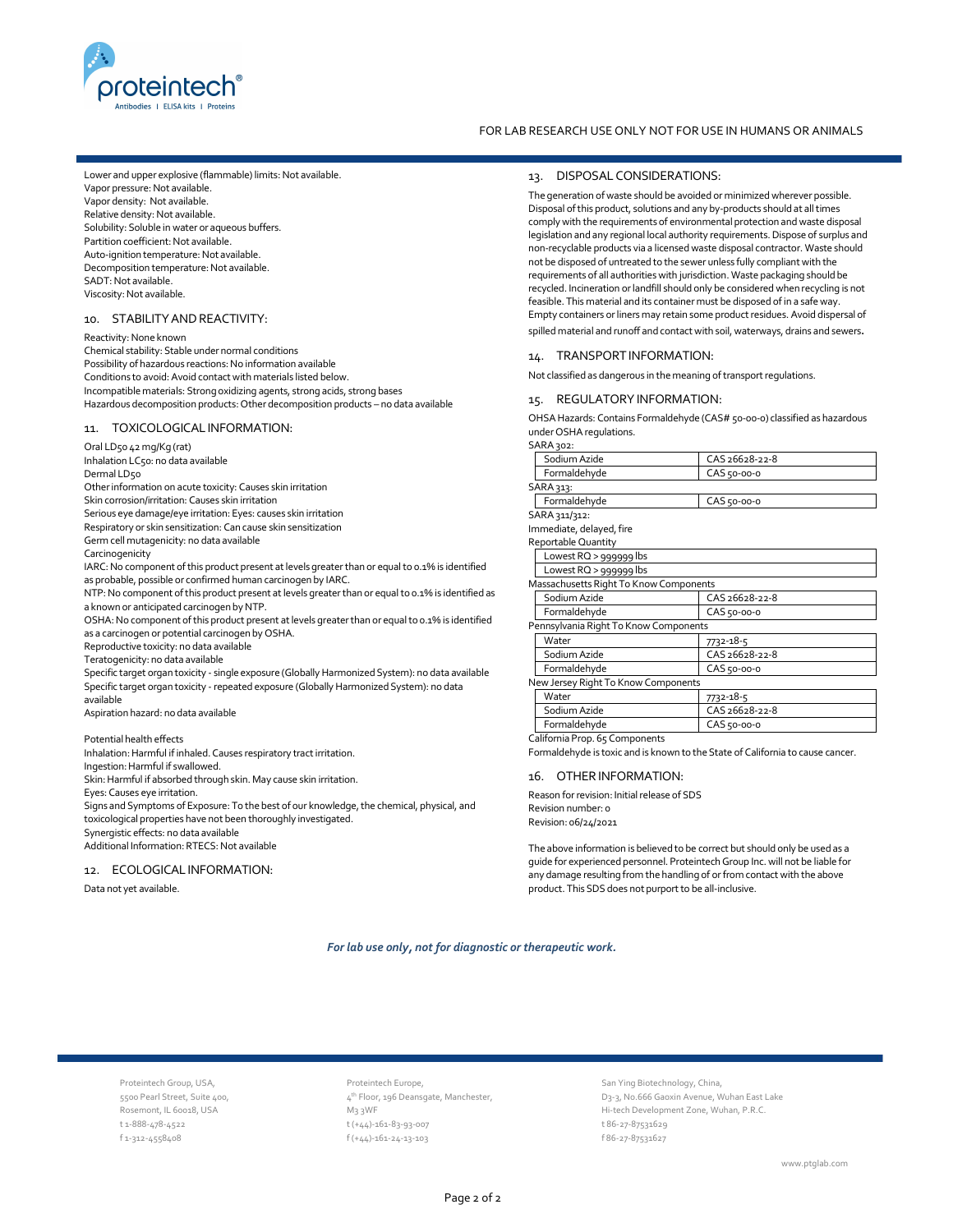Lower and upper explosive (flammable) limits: Not available.
Vapor pressure: Not available.
Vapor density: Not available.
Relative density: Not available.
Solubility: Soluble in water or aqueous buffers.
Partition coefficient: Not available.
Auto-ignition temperature: Not available.
Decomposition temperature: Not available.
SADT: Not available.
Viscosity: Not available.

## 10. STABILITY AND REACTIVITY:

Reactivity: None known
Chemical stability: Stable under normal conditions
Possibility of hazardous reactions: No information available
Conditions to avoid: Avoid contact with materials listed below.
Incompatible materials: Strong oxidizing agents, strong acids, strong bases
Hazardous decomposition products: Other decomposition products – no data available

## 11. TOXICOLOGICAL INFORMATION:

Oral $LD_{50}$ 42 mg/Kg (rat)
Inhalation $LC_{50}$: no data available
Dermal $LD_{50}$
Other information on acute toxicity: Causes skin irritation
Skin corrosion/irritation: Causes skin irritation
Serious eye damage/eye irritation: Eyes: causes skin irritation
Respiratory or skin sensitization: Can cause skin sensitization
Germ cell mutagenicity: no data available
Carcinogenicity
IARC: No component of this product present at levels greater than or equal to 0.1% is identified as probable, possible or confirmed human carcinogen by IARC.
NTP: No component of this product present at levels greater than or equal to 0.1% is identified as a known or anticipated carcinogen by NTP.
OSHA: No component of this product present at levels greater than or equal to 0.1% is identified as a carcinogen or potential carcinogen by OSHA.
Reproductive toxicity: no data available
Teratogenicity: no data available
Specific target organ toxicity - single exposure (Globally Harmonized System): no data available
Specific target organ toxicity - repeated exposure (Globally Harmonized System): no data available
Aspiration hazard: no data available

Potential health effects
Inhalation: Harmful if inhaled. Causes respiratory tract irritation.
Ingestion: Harmful if swallowed.
Skin: Harmful if absorbed through skin. May cause skin irritation.
Eyes: Causes eye irritation.
Signs and Symptoms of Exposure: To the best of our knowledge, the chemical, physical, and toxicological properties have not been thoroughly investigated.
Synergistic effects: no data available
Additional Information: RTECS: Not available

## 12. ECOLOGICAL INFORMATION:

Data not yet available.

## 13. DISPOSAL CONSIDERATIONS:

The generation of waste should be avoided or minimized wherever possible. Disposal of this product, solutions and any by-products should at all times comply with the requirements of environmental protection and waste disposal legislation and any regional local authority requirements. Dispose of surplus and non-recyclable products via a licensed waste disposal contractor. Waste should not be disposed of untreated to the sewer unless fully compliant with the requirements of all authorities with jurisdiction. Waste packaging should be recycled. Incineration or landfill should only be considered when recycling is not feasible. This material and its container must be disposed of in a safe way. Empty containers or liners may retain some product residues. Avoid dispersal of spilled material and runoff and contact with soil, waterways, drains and sewers.

## 14. TRANSPORT INFORMATION:

Not classified as dangerous in the meaning of transport regulations.

## 15. REGULATORY INFORMATION:

OHSA Hazards: Contains Formaldehyde (CAS# 50-00-0) classified as hazardous under OSHA regulations.

SARA 302:

| | |
|---|---|
| Sodium Azide | CAS 26628-22-8 |
| Formaldehyde | CAS 50-00-0 |

SARA 313:

| | |
|---|---|
| Formaldehyde | CAS 50-00-0 |

SARA 311/312:
Immediate, delayed, fire
Reportable Quantity

| |
|---|
| Lowest RQ > 999999 lbs |
| Lowest RQ > 999999 lbs |

Massachusetts Right To Know Components

| | |
|---|---|
| Sodium Azide | CAS 26628-22-8 |
| Formaldehyde | CAS 50-00-0 |

Pennsylvania Right To Know Components

| | |
|---|---|
| Water | 7732-18-5 |
| Sodium Azide | CAS 26628-22-8 |
| Formaldehyde | CAS 50-00-0 |

New Jersey Right To Know Components

| | |
|---|---|
| Water | 7732-18-5 |
| Sodium Azide | CAS 26628-22-8 |
| Formaldehyde | CAS 50-00-0 |

California Prop. 65 Components
Formaldehyde is toxic and is known to the State of California to cause cancer.

## 16. OTHER INFORMATION:

Reason for revision: Initial release of SDS
Revision number: 0
Revision: 06/24/2021

The above information is believed to be correct but should only be used as a guide for experienced personnel. Proteintech Group Inc. will not be liable for any damage resulting from the handling of or from contact with the above product. This SDS does not purport to be all-inclusive.

***For lab use only, not for diagnostic or therapeutic work.***

Proteintech Group, USA,
5500 Pearl Street, Suite 400,
Rosemont, IL 60018, USA
t 1-888-478-4522
f 1-312-4558408

Proteintech Europe,
4th Floor, 196 Deansgate, Manchester,
M3 3WF
t (+44)-161-83-93-007
f (+44)-161-24-13-103

San Ying Biotechnology, China,
D3-3, No.666 Gaoxin Avenue, Wuhan East Lake
Hi-tech Development Zone, Wuhan, P.R.C.
t 86-27-87531629
f 86-27-87531627

www.ptglab.com